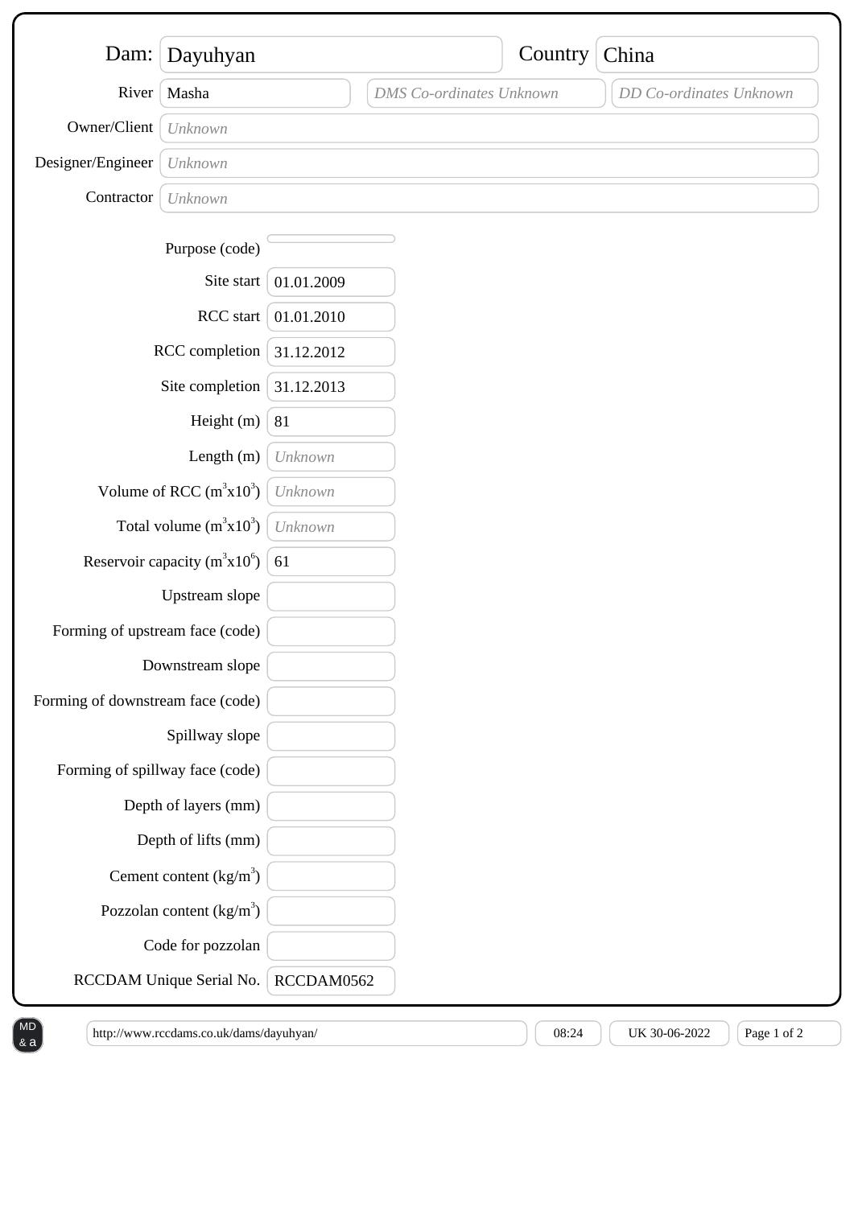| Field | Value |
| --- | --- |
| Dam: | Dayuhyan |
| Country | China |
| River | Masha |
| DMS Co-ordinates | *DMS Co-ordinates Unknown* |
| DD Co-ordinates | *DD Co-ordinates Unknown* |
| Owner/Client | *Unknown* |
| Designer/Engineer | *Unknown* |
| Contractor | *Unknown* |

| Field | Value |
| --- | --- |
| Purpose (code) | |
| Site start | 01.01.2009 |
| RCC start | 01.01.2010 |
| RCC completion | 31.12.2012 |
| Site completion | 31.12.2013 |
| Height (m) | 81 |
| Length (m) | *Unknown* |
| Volume of RCC ($m^3x10^3$) | *Unknown* |
| Total volume ($m^3x10^3$) | *Unknown* |
| Reservoir capacity ($m^3x10^6$) | 61 |
| Upstream slope | |
| Forming of upstream face (code) | |
| Downstream slope | |
| Forming of downstream face (code) | |
| Spillway slope | |
| Forming of spillway face (code) | |
| Depth of layers (mm) | |
| Depth of lifts (mm) | |
| Cement content ($kg/m^3$) | |
| Pozzolan content ($kg/m^3$) | |
| Code for pozzolan | |
| RCCDAM Unique Serial No. | RCCDAM0562 |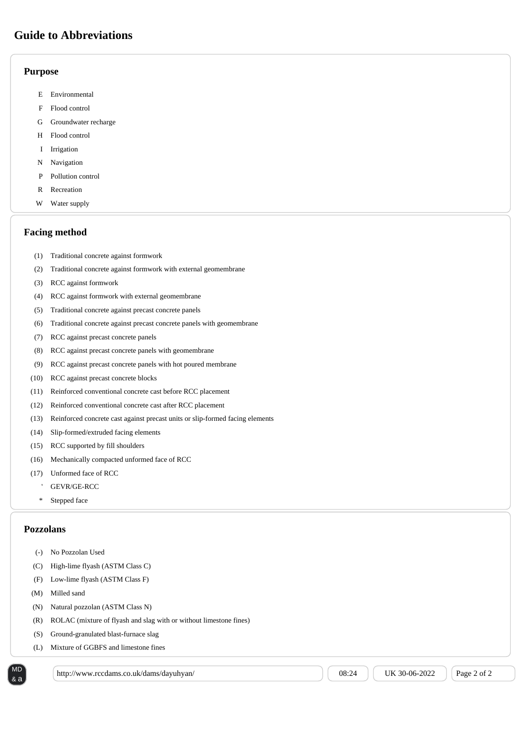# Guide to Abbreviations

## Purpose

- E Environmental
- F Flood control
- G Groundwater recharge
- H Flood control
- I Irrigation
- N Navigation
- P Pollution control
- R Recreation
- W Water supply

## Facing method

- (1) Traditional concrete against formwork
- (2) Traditional concrete against formwork with external geomembrane
- (3) RCC against formwork
- (4) RCC against formwork with external geomembrane
- (5) Traditional concrete against precast concrete panels
- (6) Traditional concrete against precast concrete panels with geomembrane
- (7) RCC against precast concrete panels
- (8) RCC against precast concrete panels with geomembrane
- (9) RCC against precast concrete panels with hot poured membrane
- (10) RCC against precast concrete blocks
- (11) Reinforced conventional concrete cast before RCC placement
- (12) Reinforced conventional concrete cast after RCC placement
- (13) Reinforced concrete cast against precast units or slip-formed facing elements
- (14) Slip-formed/extruded facing elements
- (15) RCC supported by fill shoulders
- (16) Mechanically compacted unformed face of RCC
- (17) Unformed face of RCC
- ' GEVR/GE-RCC
- * Stepped face

## Pozzolans

- (-) No Pozzolan Used
- (C) High-lime flyash (ASTM Class C)
- (F) Low-lime flyash (ASTM Class F)
- (M) Milled sand
- (N) Natural pozzolan (ASTM Class N)
- (R) ROLAC (mixture of flyash and slag with or without limestone fines)
- (S) Ground-granulated blast-furnace slag
- (L) Mixture of GGBFS and limestone fines